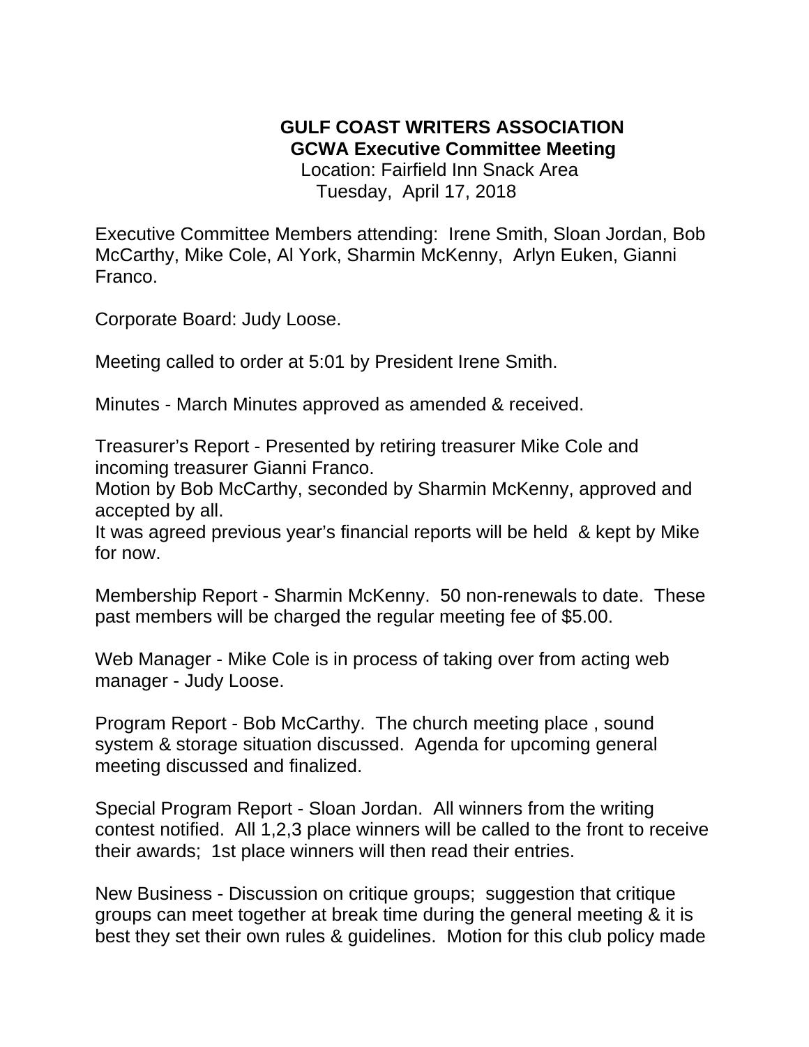# GULF COAST WRITERS ASSOCIATION

## GCWA Executive Committee Meeting

Location: Fairfield Inn Snack Area

Tuesday, April 17, 2018

Executive Committee Members attending: Irene Smith, Sloan Jordan, Bob McCarthy, Mike Cole, Al York, Sharmin McKenny, Arlyn Euken, Gianni Franco.

Corporate Board: Judy Loose.

Meeting called to order at 5:01 by President Irene Smith.

Minutes - March Minutes approved as amended & received.

Treasurer's Report - Presented by retiring treasurer Mike Cole and incoming treasurer Gianni Franco.
Motion by Bob McCarthy, seconded by Sharmin McKenny, approved and accepted by all.
It was agreed previous year's financial reports will be held & kept by Mike for now.

Membership Report - Sharmin McKenny. 50 non-renewals to date. These past members will be charged the regular meeting fee of $5.00.

Web Manager - Mike Cole is in process of taking over from acting web manager - Judy Loose.

Program Report - Bob McCarthy. The church meeting place , sound system & storage situation discussed. Agenda for upcoming general meeting discussed and finalized.

Special Program Report - Sloan Jordan. All winners from the writing contest notified. All 1,2,3 place winners will be called to the front to receive their awards; 1st place winners will then read their entries.

New Business - Discussion on critique groups; suggestion that critique groups can meet together at break time during the general meeting & it is best they set their own rules & guidelines. Motion for this club policy made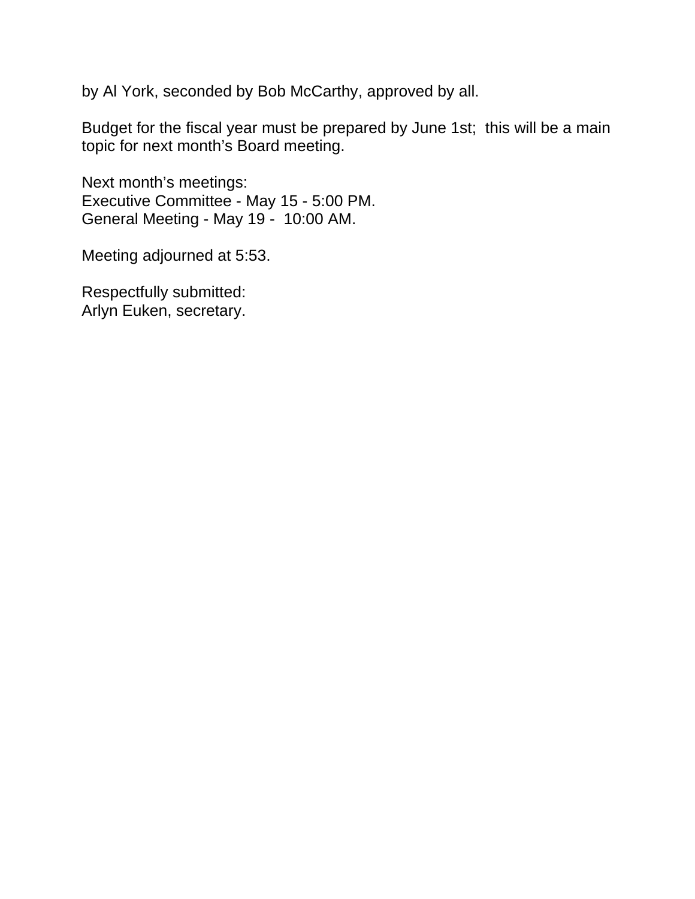by Al York, seconded by Bob McCarthy, approved by all.

Budget for the fiscal year must be prepared by June 1st; this will be a main topic for next month's Board meeting.

Next month's meetings:
Executive Committee - May 15 - 5:00 PM.
General Meeting - May 19 - 10:00 AM.

Meeting adjourned at 5:53.

Respectfully submitted:
Arlyn Euken, secretary.